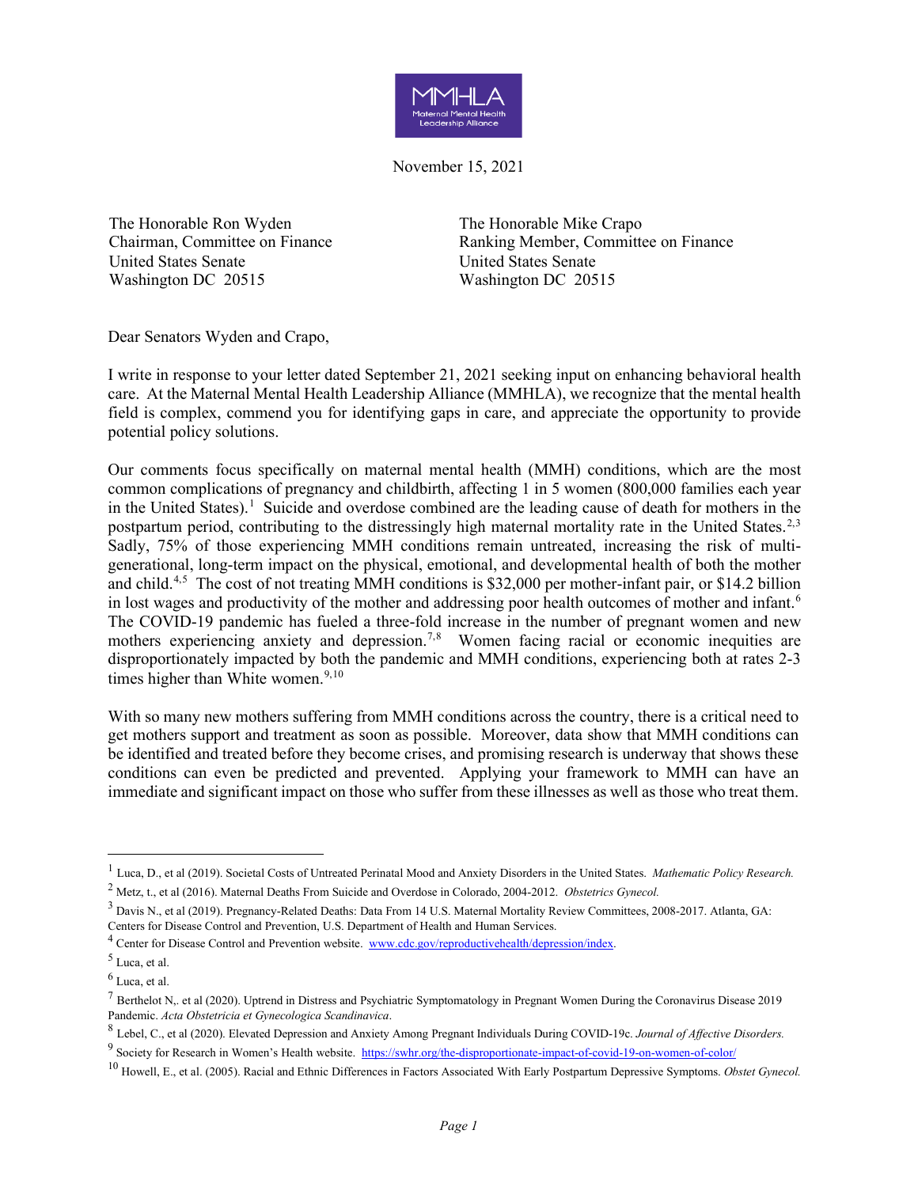MMHLA
Maternal Mental Health Leadership Alliance

November 15, 2021

The Honorable Ron Wyden
Chairman, Committee on Finance
United States Senate
Washington DC 20515

The Honorable Mike Crapo
Ranking Member, Committee on Finance
United States Senate
Washington DC 20515

Dear Senators Wyden and Crapo,

I write in response to your letter dated September 21, 2021 seeking input on enhancing behavioral health care. At the Maternal Mental Health Leadership Alliance (MMHLA), we recognize that the mental health field is complex, commend you for identifying gaps in care, and appreciate the opportunity to provide potential policy solutions.

Our comments focus specifically on maternal mental health (MMH) conditions, which are the most common complications of pregnancy and childbirth, affecting 1 in 5 women (800,000 families each year in the United States).[1] Suicide and overdose combined are the leading cause of death for mothers in the postpartum period, contributing to the distressingly high maternal mortality rate in the United States.[2,3] Sadly, 75% of those experiencing MMH conditions remain untreated, increasing the risk of multi-generational, long-term impact on the physical, emotional, and developmental health of both the mother and child.[4,5] The cost of not treating MMH conditions is $32,000 per mother-infant pair, or $14.2 billion in lost wages and productivity of the mother and addressing poor health outcomes of mother and infant.[6] The COVID-19 pandemic has fueled a three-fold increase in the number of pregnant women and new mothers experiencing anxiety and depression.[7,8] Women facing racial or economic inequities are disproportionately impacted by both the pandemic and MMH conditions, experiencing both at rates 2-3 times higher than White women.[9,10]

With so many new mothers suffering from MMH conditions across the country, there is a critical need to get mothers support and treatment as soon as possible. Moreover, data show that MMH conditions can be identified and treated before they become crises, and promising research is underway that shows these conditions can even be predicted and prevented. Applying your framework to MMH can have an immediate and significant impact on those who suffer from these illnesses as well as those who treat them.

---

[1] Luca, D., et al (2019). Societal Costs of Untreated Perinatal Mood and Anxiety Disorders in the United States. *Mathematic Policy Research.*

[2] Metz, t., et al (2016). Maternal Deaths From Suicide and Overdose in Colorado, 2004-2012. *Obstetrics Gynecol.*

[3] Davis N., et al (2019). Pregnancy-Related Deaths: Data From 14 U.S. Maternal Mortality Review Committees, 2008-2017. Atlanta, GA: Centers for Disease Control and Prevention, U.S. Department of Health and Human Services.

[4] Center for Disease Control and Prevention website. www.cdc.gov/reproductivehealth/depression/index.

[5] Luca, et al.

[6] Luca, et al.

[7] Berthelot N,. et al (2020). Uptrend in Distress and Psychiatric Symptomatology in Pregnant Women During the Coronavirus Disease 2019 Pandemic. *Acta Obstetricia et Gynecologica Scandinavica*.

[8] Lebel, C., et al (2020). Elevated Depression and Anxiety Among Pregnant Individuals During COVID-19c. *Journal of Affective Disorders.*

[9] Society for Research in Women's Health website. https://swhr.org/the-disproportionate-impact-of-covid-19-on-women-of-color/

[10] Howell, E., et al. (2005). Racial and Ethnic Differences in Factors Associated With Early Postpartum Depressive Symptoms. *Obstet Gynecol.*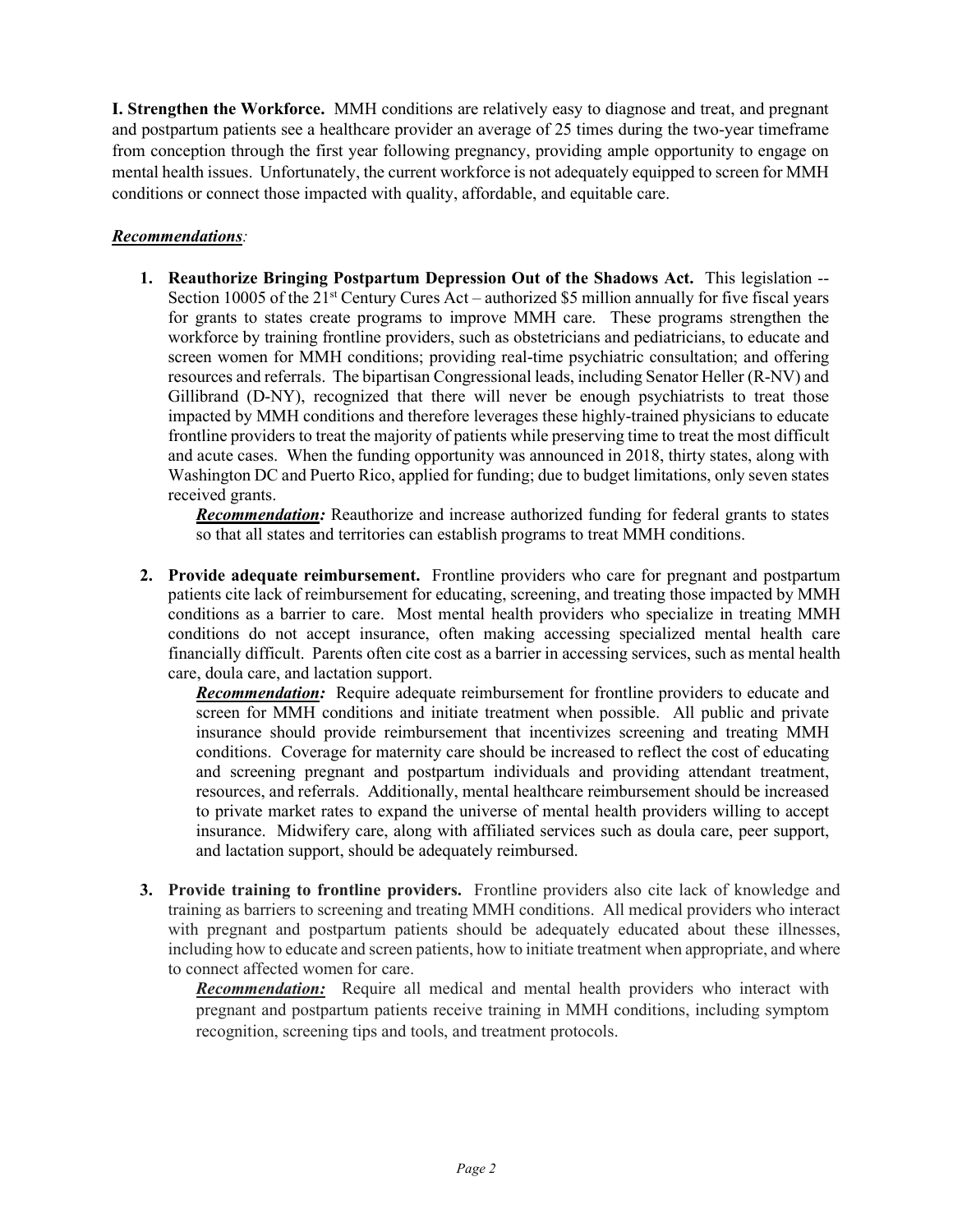**I. Strengthen the Workforce.** MMH conditions are relatively easy to diagnose and treat, and pregnant and postpartum patients see a healthcare provider an average of 25 times during the two-year timeframe from conception through the first year following pregnancy, providing ample opportunity to engage on mental health issues. Unfortunately, the current workforce is not adequately equipped to screen for MMH conditions or connect those impacted with quality, affordable, and equitable care.

***Recommendations***:

1. **Reauthorize Bringing Postpartum Depression Out of the Shadows Act.** This legislation -- Section 10005 of the 21st Century Cures Act – authorized $5 million annually for five fiscal years for grants to states create programs to improve MMH care. These programs strengthen the workforce by training frontline providers, such as obstetricians and pediatricians, to educate and screen women for MMH conditions; providing real-time psychiatric consultation; and offering resources and referrals. The bipartisan Congressional leads, including Senator Heller (R-NV) and Gillibrand (D-NY), recognized that there will never be enough psychiatrists to treat those impacted by MMH conditions and therefore leverages these highly-trained physicians to educate frontline providers to treat the majority of patients while preserving time to treat the most difficult and acute cases. When the funding opportunity was announced in 2018, thirty states, along with Washington DC and Puerto Rico, applied for funding; due to budget limitations, only seven states received grants.

   ***Recommendation:*** Reauthorize and increase authorized funding for federal grants to states so that all states and territories can establish programs to treat MMH conditions.

2. **Provide adequate reimbursement.** Frontline providers who care for pregnant and postpartum patients cite lack of reimbursement for educating, screening, and treating those impacted by MMH conditions as a barrier to care. Most mental health providers who specialize in treating MMH conditions do not accept insurance, often making accessing specialized mental health care financially difficult. Parents often cite cost as a barrier in accessing services, such as mental health care, doula care, and lactation support.

   ***Recommendation:*** Require adequate reimbursement for frontline providers to educate and screen for MMH conditions and initiate treatment when possible. All public and private insurance should provide reimbursement that incentivizes screening and treating MMH conditions. Coverage for maternity care should be increased to reflect the cost of educating and screening pregnant and postpartum individuals and providing attendant treatment, resources, and referrals. Additionally, mental healthcare reimbursement should be increased to private market rates to expand the universe of mental health providers willing to accept insurance. Midwifery care, along with affiliated services such as doula care, peer support, and lactation support, should be adequately reimbursed.

3. **Provide training to frontline providers.** Frontline providers also cite lack of knowledge and training as barriers to screening and treating MMH conditions. All medical providers who interact with pregnant and postpartum patients should be adequately educated about these illnesses, including how to educate and screen patients, how to initiate treatment when appropriate, and where to connect affected women for care.

   ***Recommendation:*** Require all medical and mental health providers who interact with pregnant and postpartum patients receive training in MMH conditions, including symptom recognition, screening tips and tools, and treatment protocols.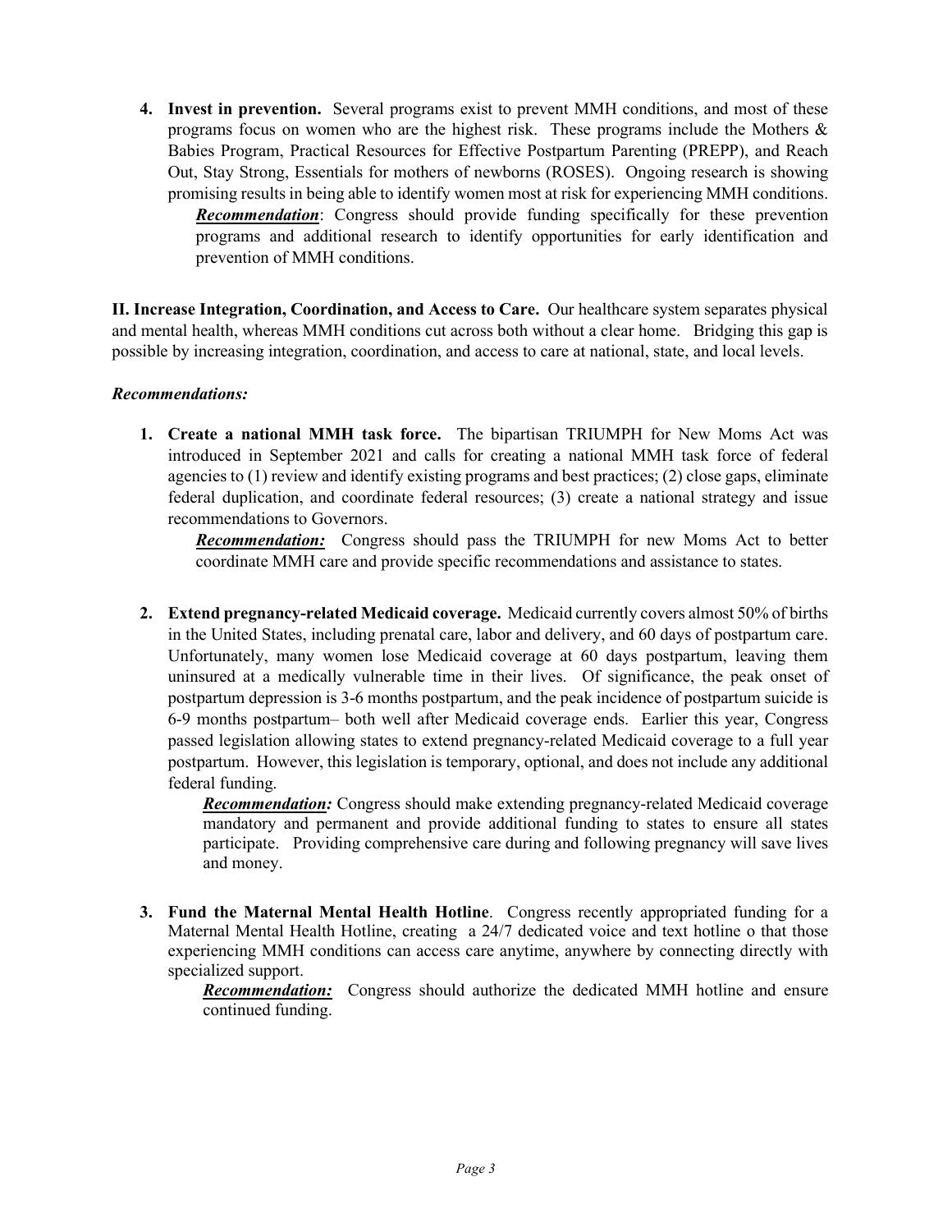4. **Invest in prevention.** Several programs exist to prevent MMH conditions, and most of these programs focus on women who are the highest risk. These programs include the Mothers & Babies Program, Practical Resources for Effective Postpartum Parenting (PREPP), and Reach Out, Stay Strong, Essentials for mothers of newborns (ROSES). Ongoing research is showing promising results in being able to identify women most at risk for experiencing MMH conditions.

   ***Recommendation***: Congress should provide funding specifically for these prevention programs and additional research to identify opportunities for early identification and prevention of MMH conditions.

**II. Increase Integration, Coordination, and Access to Care.** Our healthcare system separates physical and mental health, whereas MMH conditions cut across both without a clear home. Bridging this gap is possible by increasing integration, coordination, and access to care at national, state, and local levels.

***Recommendations:***

1. **Create a national MMH task force.** The bipartisan TRIUMPH for New Moms Act was introduced in September 2021 and calls for creating a national MMH task force of federal agencies to (1) review and identify existing programs and best practices; (2) close gaps, eliminate federal duplication, and coordinate federal resources; (3) create a national strategy and issue recommendations to Governors.

   ***Recommendation:*** Congress should pass the TRIUMPH for new Moms Act to better coordinate MMH care and provide specific recommendations and assistance to states.

2. **Extend pregnancy-related Medicaid coverage.** Medicaid currently covers almost 50% of births in the United States, including prenatal care, labor and delivery, and 60 days of postpartum care. Unfortunately, many women lose Medicaid coverage at 60 days postpartum, leaving them uninsured at a medically vulnerable time in their lives. Of significance, the peak onset of postpartum depression is 3-6 months postpartum, and the peak incidence of postpartum suicide is 6-9 months postpartum– both well after Medicaid coverage ends. Earlier this year, Congress passed legislation allowing states to extend pregnancy-related Medicaid coverage to a full year postpartum. However, this legislation is temporary, optional, and does not include any additional federal funding.

   ***Recommendation:*** Congress should make extending pregnancy-related Medicaid coverage mandatory and permanent and provide additional funding to states to ensure all states participate. Providing comprehensive care during and following pregnancy will save lives and money.

3. **Fund the Maternal Mental Health Hotline**. Congress recently appropriated funding for a Maternal Mental Health Hotline, creating a 24/7 dedicated voice and text hotline o that those experiencing MMH conditions can access care anytime, anywhere by connecting directly with specialized support.

   ***Recommendation:*** Congress should authorize the dedicated MMH hotline and ensure continued funding.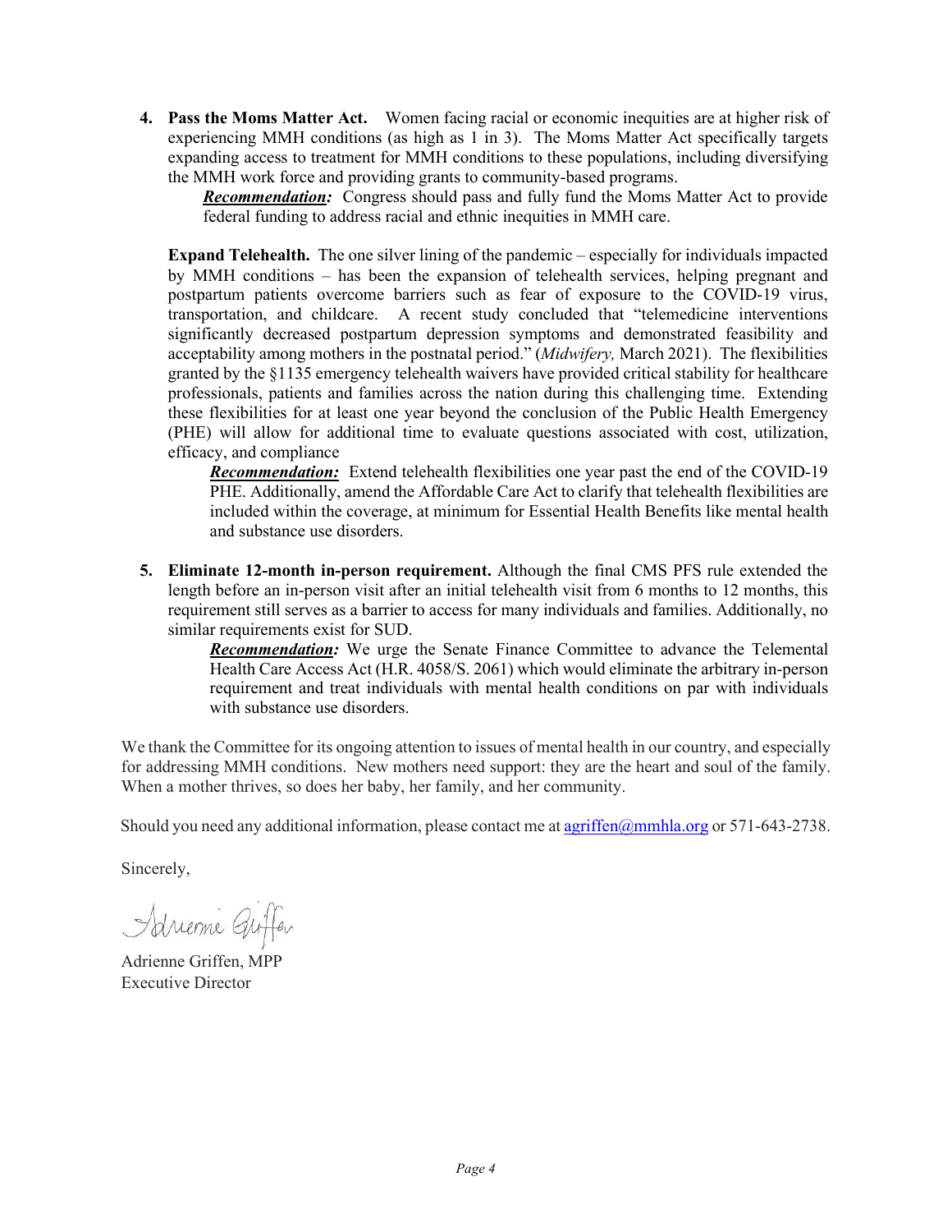4. **Pass the Moms Matter Act.** Women facing racial or economic inequities are at higher risk of experiencing MMH conditions (as high as 1 in 3). The Moms Matter Act specifically targets expanding access to treatment for MMH conditions to these populations, including diversifying the MMH work force and providing grants to community-based programs.

   ***Recommendation:*** Congress should pass and fully fund the Moms Matter Act to provide federal funding to address racial and ethnic inequities in MMH care.

   **Expand Telehealth.** The one silver lining of the pandemic – especially for individuals impacted by MMH conditions – has been the expansion of telehealth services, helping pregnant and postpartum patients overcome barriers such as fear of exposure to the COVID-19 virus, transportation, and childcare. A recent study concluded that "telemedicine interventions significantly decreased postpartum depression symptoms and demonstrated feasibility and acceptability among mothers in the postnatal period." (*Midwifery,* March 2021). The flexibilities granted by the §1135 emergency telehealth waivers have provided critical stability for healthcare professionals, patients and families across the nation during this challenging time. Extending these flexibilities for at least one year beyond the conclusion of the Public Health Emergency (PHE) will allow for additional time to evaluate questions associated with cost, utilization, efficacy, and compliance

   ***Recommendation:*** Extend telehealth flexibilities one year past the end of the COVID-19 PHE. Additionally, amend the Affordable Care Act to clarify that telehealth flexibilities are included within the coverage, at minimum for Essential Health Benefits like mental health and substance use disorders.

5. **Eliminate 12-month in-person requirement.** Although the final CMS PFS rule extended the length before an in-person visit after an initial telehealth visit from 6 months to 12 months, this requirement still serves as a barrier to access for many individuals and families. Additionally, no similar requirements exist for SUD.

   ***Recommendation:*** We urge the Senate Finance Committee to advance the Telemental Health Care Access Act (H.R. 4058/S. 2061) which would eliminate the arbitrary in-person requirement and treat individuals with mental health conditions on par with individuals with substance use disorders.

We thank the Committee for its ongoing attention to issues of mental health in our country, and especially for addressing MMH conditions. New mothers need support: they are the heart and soul of the family. When a mother thrives, so does her baby, her family, and her community.

Should you need any additional information, please contact me at agriffen@mmhla.org or 571-643-2738.

Sincerely,

Adrienne Griffen

Adrienne Griffen, MPP
Executive Director